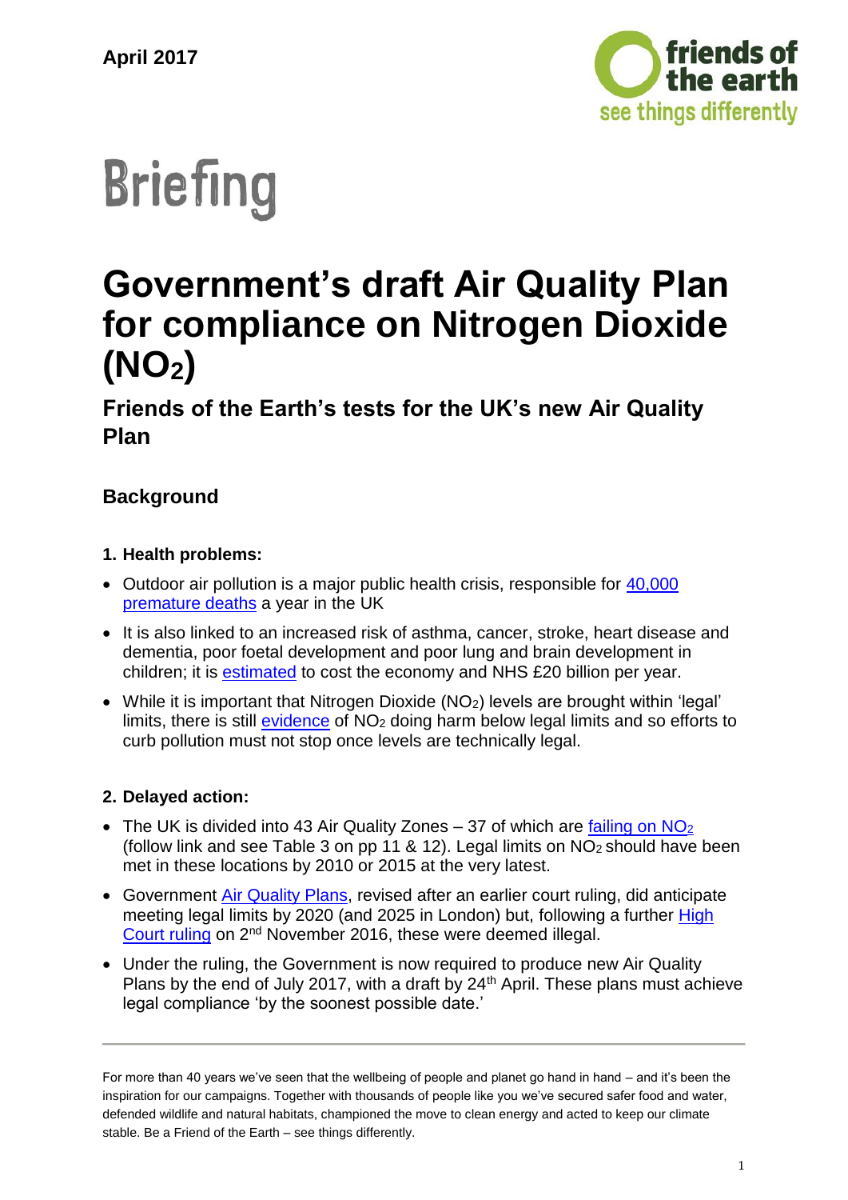April 2017

# Briefing

# Government's draft Air Quality Plan for compliance on Nitrogen Dioxide ($NO_2$)

## Friends of the Earth's tests for the UK's new Air Quality Plan

### Background

**1. Health problems:**

- Outdoor air pollution is a major public health crisis, responsible for 40,000 premature deaths a year in the UK
- It is also linked to an increased risk of asthma, cancer, stroke, heart disease and dementia, poor foetal development and poor lung and brain development in children; it is estimated to cost the economy and NHS £20 billion per year.
- While it is important that Nitrogen Dioxide ($NO_2$) levels are brought within 'legal' limits, there is still evidence of $NO_2$ doing harm below legal limits and so efforts to curb pollution must not stop once levels are technically legal.

**2. Delayed action:**

- The UK is divided into 43 Air Quality Zones – 37 of which are failing on $NO_2$ (follow link and see Table 3 on pp 11 & 12). Legal limits on $NO_2$ should have been met in these locations by 2010 or 2015 at the very latest.
- Government Air Quality Plans, revised after an earlier court ruling, did anticipate meeting legal limits by 2020 (and 2025 in London) but, following a further High Court ruling on 2nd November 2016, these were deemed illegal.
- Under the ruling, the Government is now required to produce new Air Quality Plans by the end of July 2017, with a draft by 24th April. These plans must achieve legal compliance 'by the soonest possible date.'

---

For more than 40 years we've seen that the wellbeing of people and planet go hand in hand – and it's been the inspiration for our campaigns. Together with thousands of people like you we've secured safer food and water, defended wildlife and natural habitats, championed the move to clean energy and acted to keep our climate stable. Be a Friend of the Earth – see things differently.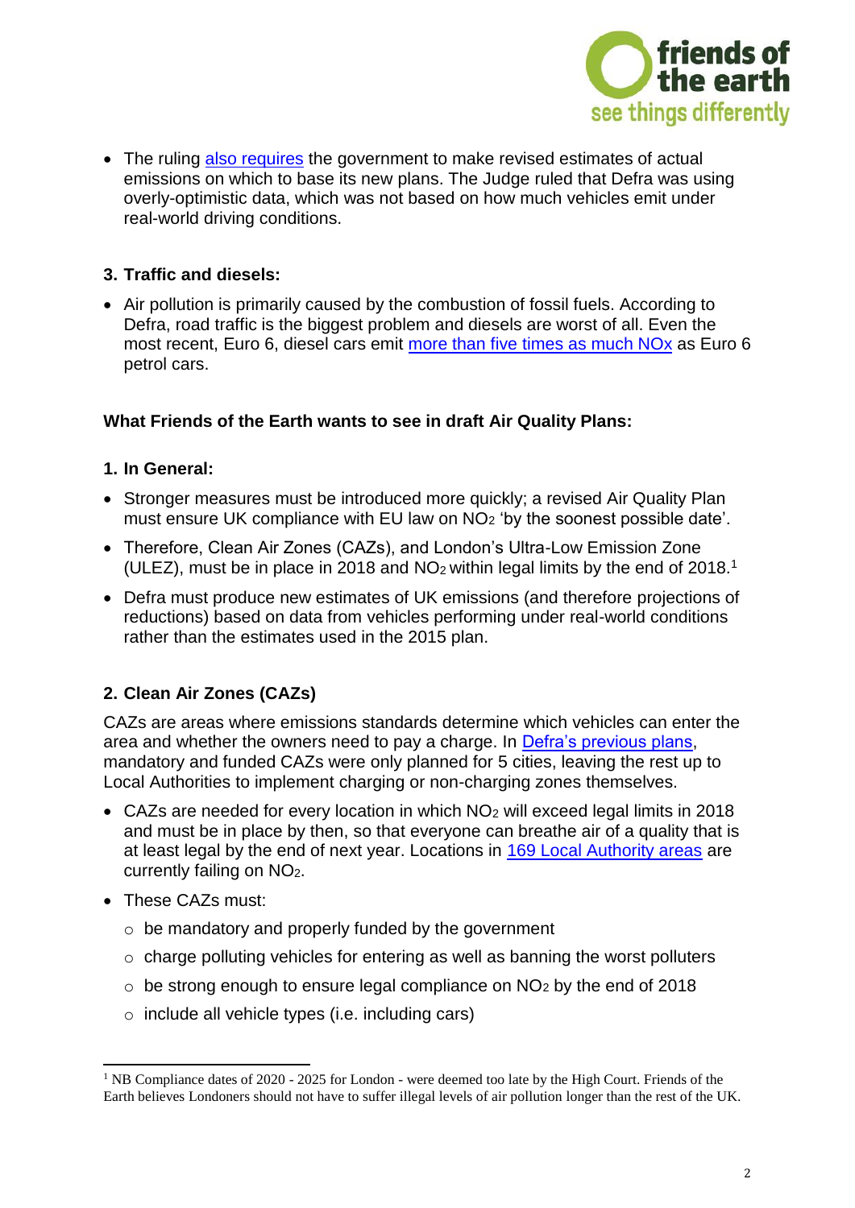- The ruling [also requires](#) the government to make revised estimates of actual emissions on which to base its new plans. The Judge ruled that Defra was using overly-optimistic data, which was not based on how much vehicles emit under real-world driving conditions.

**3. Traffic and diesels:**

- Air pollution is primarily caused by the combustion of fossil fuels. According to Defra, road traffic is the biggest problem and diesels are worst of all. Even the most recent, Euro 6, diesel cars emit [more than five times as much NOx](#) as Euro 6 petrol cars.

**What Friends of the Earth wants to see in draft Air Quality Plans:**

**1. In General:**

- Stronger measures must be introduced more quickly; a revised Air Quality Plan must ensure UK compliance with EU law on $NO_2$ 'by the soonest possible date'.
- Therefore, Clean Air Zones (CAZs), and London's Ultra-Low Emission Zone (ULEZ), must be in place in 2018 and $NO_2$ within legal limits by the end of 2018.[1]
- Defra must produce new estimates of UK emissions (and therefore projections of reductions) based on data from vehicles performing under real-world conditions rather than the estimates used in the 2015 plan.

**2. Clean Air Zones (CAZs)**

CAZs are areas where emissions standards determine which vehicles can enter the area and whether the owners need to pay a charge. In [Defra's previous plans](#), mandatory and funded CAZs were only planned for 5 cities, leaving the rest up to Local Authorities to implement charging or non-charging zones themselves.

- CAZs are needed for every location in which $NO_2$ will exceed legal limits in 2018 and must be in place by then, so that everyone can breathe air of a quality that is at least legal by the end of next year. Locations in [169 Local Authority areas](#) are currently failing on $NO_2$.
- These CAZs must:
  - be mandatory and properly funded by the government
  - charge polluting vehicles for entering as well as banning the worst polluters
  - be strong enough to ensure legal compliance on $NO_2$ by the end of 2018
  - include all vehicle types (i.e. including cars)

[1] NB Compliance dates of 2020 - 2025 for London - were deemed too late by the High Court. Friends of the Earth believes Londoners should not have to suffer illegal levels of air pollution longer than the rest of the UK.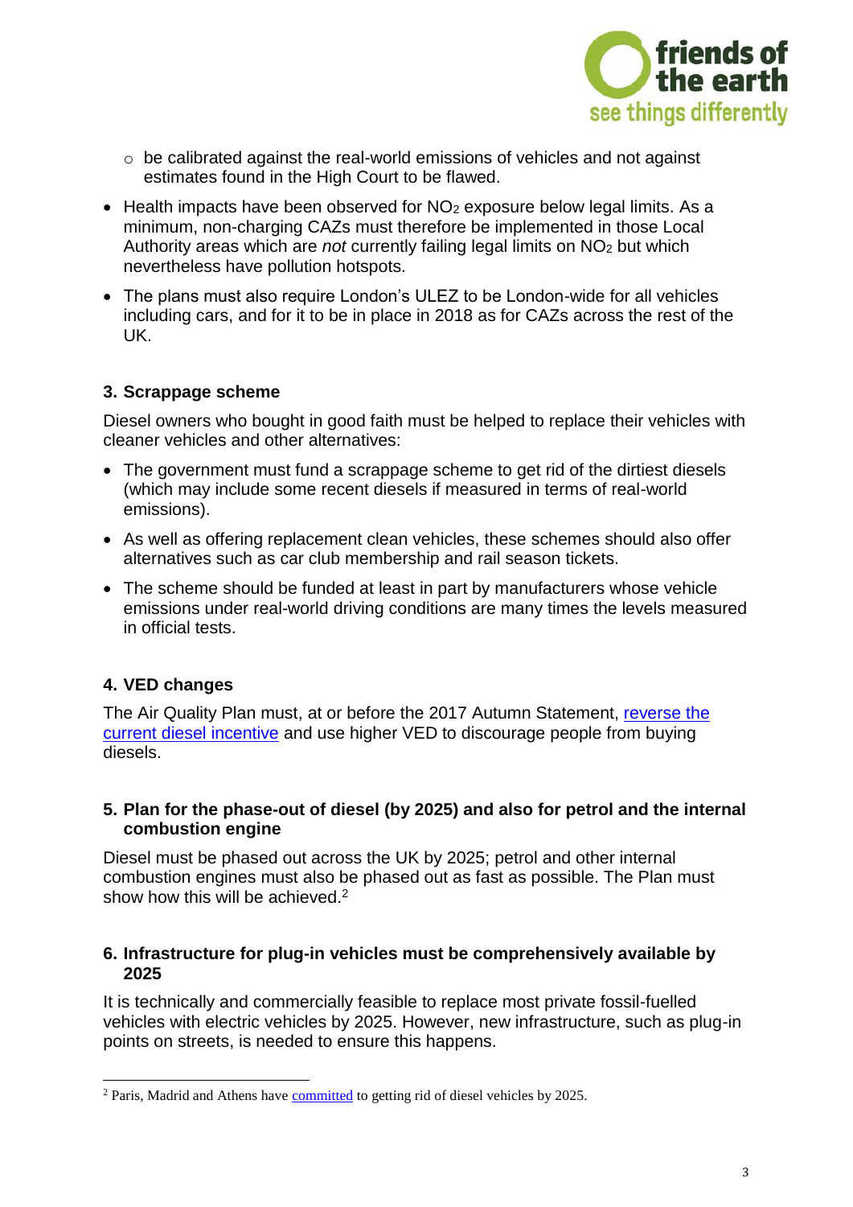- be calibrated against the real-world emissions of vehicles and not against estimates found in the High Court to be flawed.

- Health impacts have been observed for $NO_2$ exposure below legal limits. As a minimum, non-charging CAZs must therefore be implemented in those Local Authority areas which are *not* currently failing legal limits on $NO_2$ but which nevertheless have pollution hotspots.
- The plans must also require London's ULEZ to be London-wide for all vehicles including cars, and for it to be in place in 2018 as for CAZs across the rest of the UK.

### 3. Scrappage scheme

Diesel owners who bought in good faith must be helped to replace their vehicles with cleaner vehicles and other alternatives:

- The government must fund a scrappage scheme to get rid of the dirtiest diesels (which may include some recent diesels if measured in terms of real-world emissions).
- As well as offering replacement clean vehicles, these schemes should also offer alternatives such as car club membership and rail season tickets.
- The scheme should be funded at least in part by manufacturers whose vehicle emissions under real-world driving conditions are many times the levels measured in official tests.

### 4. VED changes

The Air Quality Plan must, at or before the 2017 Autumn Statement, reverse the current diesel incentive and use higher VED to discourage people from buying diesels.

### 5. Plan for the phase-out of diesel (by 2025) and also for petrol and the internal combustion engine

Diesel must be phased out across the UK by 2025; petrol and other internal combustion engines must also be phased out as fast as possible. The Plan must show how this will be achieved.[2]

### 6. Infrastructure for plug-in vehicles must be comprehensively available by 2025

It is technically and commercially feasible to replace most private fossil-fuelled vehicles with electric vehicles by 2025. However, new infrastructure, such as plug-in points on streets, is needed to ensure this happens.

---

[2] Paris, Madrid and Athens have committed to getting rid of diesel vehicles by 2025.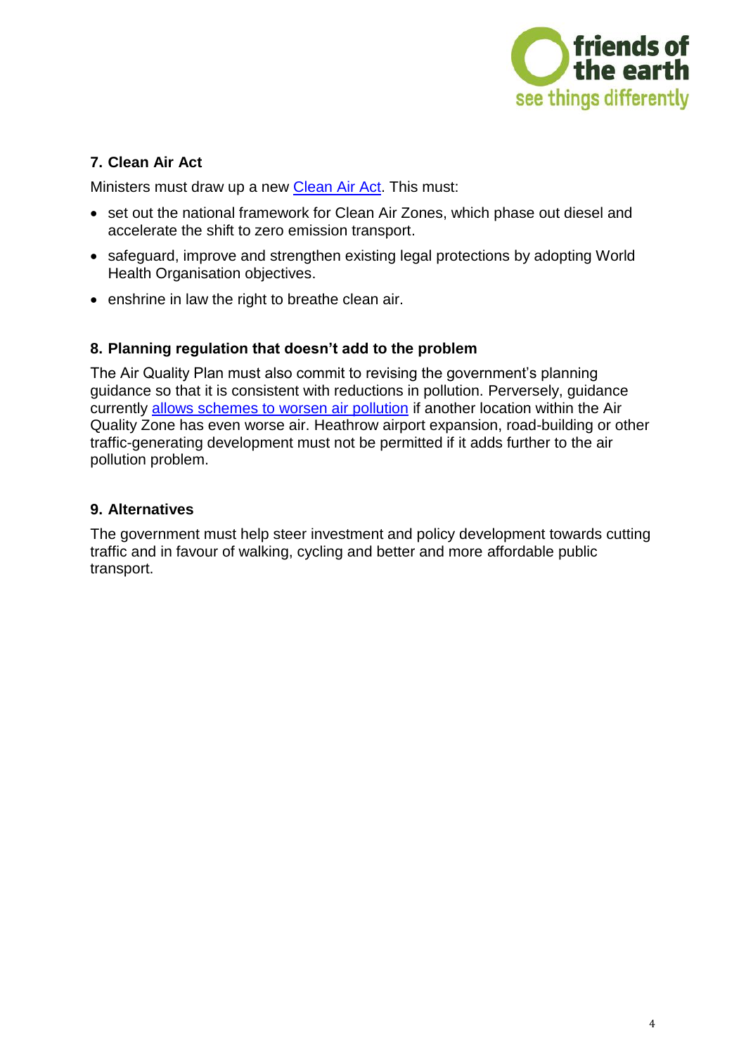### 7. Clean Air Act

Ministers must draw up a new Clean Air Act. This must:

- set out the national framework for Clean Air Zones, which phase out diesel and accelerate the shift to zero emission transport.
- safeguard, improve and strengthen existing legal protections by adopting World Health Organisation objectives.
- enshrine in law the right to breathe clean air.

### 8. Planning regulation that doesn't add to the problem

The Air Quality Plan must also commit to revising the government's planning guidance so that it is consistent with reductions in pollution. Perversely, guidance currently allows schemes to worsen air pollution if another location within the Air Quality Zone has even worse air. Heathrow airport expansion, road-building or other traffic-generating development must not be permitted if it adds further to the air pollution problem.

### 9. Alternatives

The government must help steer investment and policy development towards cutting traffic and in favour of walking, cycling and better and more affordable public transport.